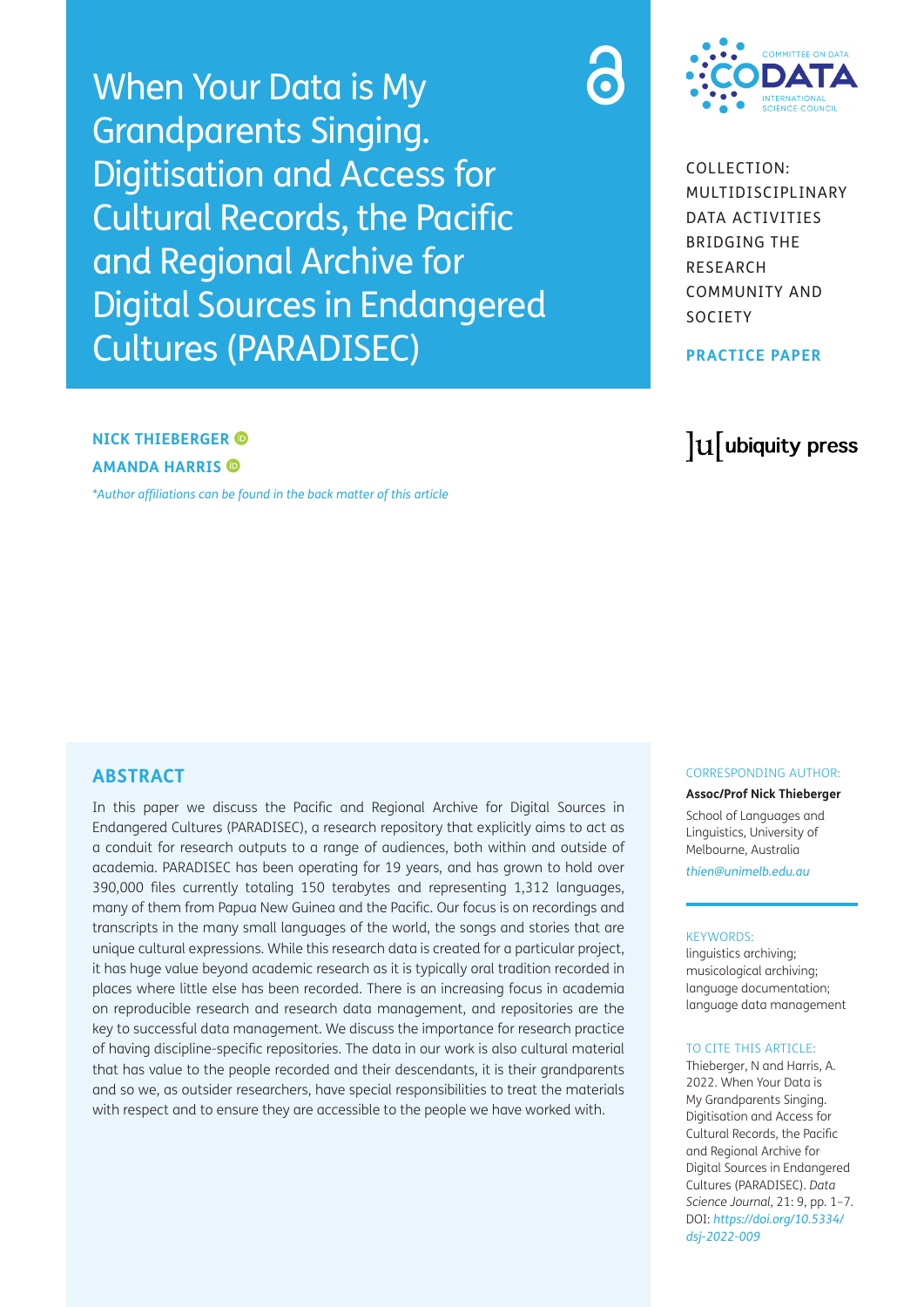# When Your Data is My Grandparents Singing. Digitisation and Access for Cultural Records, the Pacific and Regional Archive for Digital Sources in Endangered Cultures (PARADISEC)

COLLECTION: MULTIDISCIPLINARY DATA ACTIVITIES BRIDGING THE RESEARCH COMMUNITY AND SOCIETY

**PRACTICE PAPER**

**NICK THIEBERGER**

**AMANDA HARRIS**

*\*Author affiliations can be found in the back matter of this article*

## ABSTRACT

In this paper we discuss the Pacific and Regional Archive for Digital Sources in Endangered Cultures (PARADISEC), a research repository that explicitly aims to act as a conduit for research outputs to a range of audiences, both within and outside of academia. PARADISEC has been operating for 19 years, and has grown to hold over 390,000 files currently totaling 150 terabytes and representing 1,312 languages, many of them from Papua New Guinea and the Pacific. Our focus is on recordings and transcripts in the many small languages of the world, the songs and stories that are unique cultural expressions. While this research data is created for a particular project, it has huge value beyond academic research as it is typically oral tradition recorded in places where little else has been recorded. There is an increasing focus in academia on reproducible research and research data management, and repositories are the key to successful data management. We discuss the importance for research practice of having discipline-specific repositories. The data in our work is also cultural material that has value to the people recorded and their descendants, it is their grandparents and so we, as outsider researchers, have special responsibilities to treat the materials with respect and to ensure they are accessible to the people we have worked with.

CORRESPONDING AUTHOR:

**Assoc/Prof Nick Thieberger**

School of Languages and Linguistics, University of Melbourne, Australia

*thien@unimelb.edu.au*

KEYWORDS:

linguistics archiving; musicological archiving; language documentation; language data management

TO CITE THIS ARTICLE:

Thieberger, N and Harris, A. 2022. When Your Data is My Grandparents Singing. Digitisation and Access for Cultural Records, the Pacific and Regional Archive for Digital Sources in Endangered Cultures (PARADISEC). *Data Science Journal*, 21: 9, pp. 1–7. DOI: *https://doi.org/10.5334/dsj-2022-009*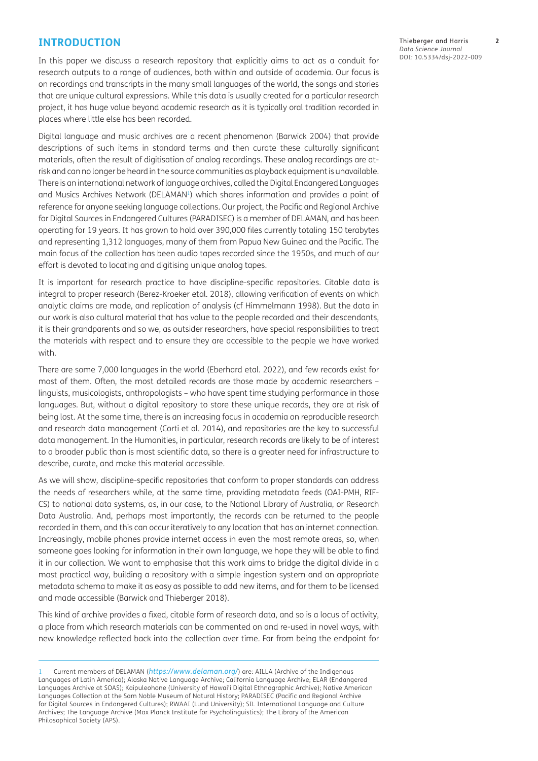## INTRODUCTION

In this paper we discuss a research repository that explicitly aims to act as a conduit for research outputs to a range of audiences, both within and outside of academia. Our focus is on recordings and transcripts in the many small languages of the world, the songs and stories that are unique cultural expressions. While this data is usually created for a particular research project, it has huge value beyond academic research as it is typically oral tradition recorded in places where little else has been recorded.

Digital language and music archives are a recent phenomenon (Barwick 2004) that provide descriptions of such items in standard terms and then curate these culturally significant materials, often the result of digitisation of analog recordings. These analog recordings are at-risk and can no longer be heard in the source communities as playback equipment is unavailable. There is an international network of language archives, called the Digital Endangered Languages and Musics Archives Network (DELAMAN[1]) which shares information and provides a point of reference for anyone seeking language collections. Our project, the Pacific and Regional Archive for Digital Sources in Endangered Cultures (PARADISEC) is a member of DELAMAN, and has been operating for 19 years. It has grown to hold over 390,000 files currently totaling 150 terabytes and representing 1,312 languages, many of them from Papua New Guinea and the Pacific. The main focus of the collection has been audio tapes recorded since the 1950s, and much of our effort is devoted to locating and digitising unique analog tapes.

It is important for research practice to have discipline-specific repositories. Citable data is integral to proper research (Berez-Kroeker etal. 2018), allowing verification of events on which analytic claims are made, and replication of analysis (cf Himmelmann 1998). But the data in our work is also cultural material that has value to the people recorded and their descendants, it is their grandparents and so we, as outsider researchers, have special responsibilities to treat the materials with respect and to ensure they are accessible to the people we have worked with.

There are some 7,000 languages in the world (Eberhard etal. 2022), and few records exist for most of them. Often, the most detailed records are those made by academic researchers – linguists, musicologists, anthropologists – who have spent time studying performance in those languages. But, without a digital repository to store these unique records, they are at risk of being lost. At the same time, there is an increasing focus in academia on reproducible research and research data management (Corti et al. 2014), and repositories are the key to successful data management. In the Humanities, in particular, research records are likely to be of interest to a broader public than is most scientific data, so there is a greater need for infrastructure to describe, curate, and make this material accessible.

As we will show, discipline-specific repositories that conform to proper standards can address the needs of researchers while, at the same time, providing metadata feeds (OAI-PMH, RIF-CS) to national data systems, as, in our case, to the National Library of Australia, or Research Data Australia. And, perhaps most importantly, the records can be returned to the people recorded in them, and this can occur iteratively to any location that has an internet connection. Increasingly, mobile phones provide internet access in even the most remote areas, so, when someone goes looking for information in their own language, we hope they will be able to find it in our collection. We want to emphasise that this work aims to bridge the digital divide in a most practical way, building a repository with a simple ingestion system and an appropriate metadata schema to make it as easy as possible to add new items, and for them to be licensed and made accessible (Barwick and Thieberger 2018).

This kind of archive provides a fixed, citable form of research data, and so is a locus of activity, a place from which research materials can be commented on and re-used in novel ways, with new knowledge reflected back into the collection over time. Far from being the endpoint for

---

1 Current members of DELAMAN (*https://www.delaman.org/*) are: AILLA (Archive of the Indigenous Languages of Latin America); Alaska Native Language Archive; California Language Archive; ELAR (Endangered Languages Archive at SOAS); Kaipuleohone (University of Hawai'i Digital Ethnographic Archive); Native American Languages Collection at the Sam Noble Museum of Natural History; PARADISEC (Pacific and Regional Archive for Digital Sources in Endangered Cultures); RWAAI (Lund University); SIL International Language and Culture Archives; The Language Archive (Max Planck Institute for Psycholinguistics); The Library of the American Philosophical Society (APS).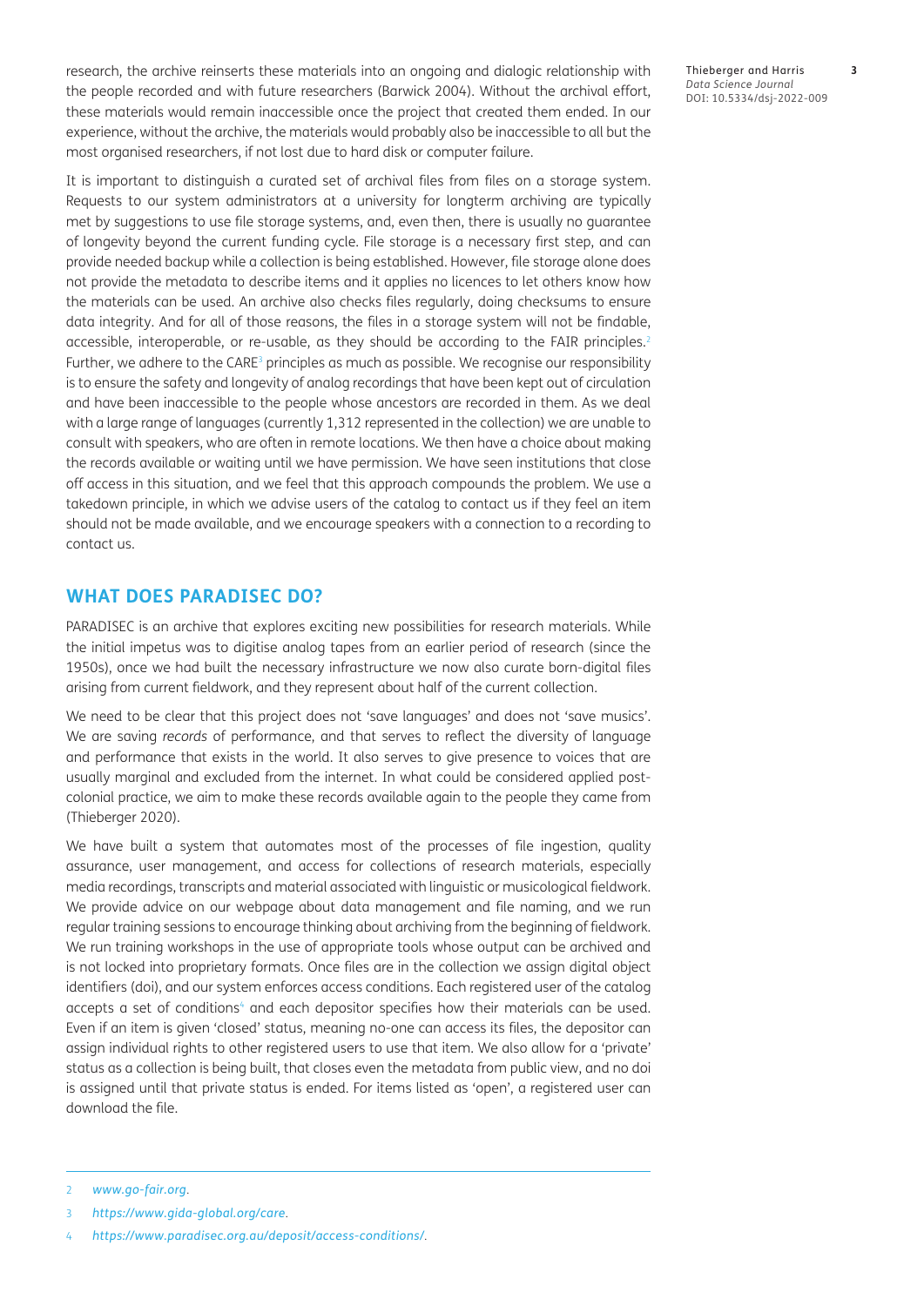research, the archive reinserts these materials into an ongoing and dialogic relationship with the people recorded and with future researchers (Barwick 2004). Without the archival effort, these materials would remain inaccessible once the project that created them ended. In our experience, without the archive, the materials would probably also be inaccessible to all but the most organised researchers, if not lost due to hard disk or computer failure.

It is important to distinguish a curated set of archival files from files on a storage system. Requests to our system administrators at a university for longterm archiving are typically met by suggestions to use file storage systems, and, even then, there is usually no guarantee of longevity beyond the current funding cycle. File storage is a necessary first step, and can provide needed backup while a collection is being established. However, file storage alone does not provide the metadata to describe items and it applies no licences to let others know how the materials can be used. An archive also checks files regularly, doing checksums to ensure data integrity. And for all of those reasons, the files in a storage system will not be findable, accessible, interoperable, or re-usable, as they should be according to the FAIR principles.[2] Further, we adhere to the CARE[3] principles as much as possible. We recognise our responsibility is to ensure the safety and longevity of analog recordings that have been kept out of circulation and have been inaccessible to the people whose ancestors are recorded in them. As we deal with a large range of languages (currently 1,312 represented in the collection) we are unable to consult with speakers, who are often in remote locations. We then have a choice about making the records available or waiting until we have permission. We have seen institutions that close off access in this situation, and we feel that this approach compounds the problem. We use a takedown principle, in which we advise users of the catalog to contact us if they feel an item should not be made available, and we encourage speakers with a connection to a recording to contact us.

## WHAT DOES PARADISEC DO?

PARADISEC is an archive that explores exciting new possibilities for research materials. While the initial impetus was to digitise analog tapes from an earlier period of research (since the 1950s), once we had built the necessary infrastructure we now also curate born-digital files arising from current fieldwork, and they represent about half of the current collection.

We need to be clear that this project does not 'save languages' and does not 'save musics'. We are saving *records* of performance, and that serves to reflect the diversity of language and performance that exists in the world. It also serves to give presence to voices that are usually marginal and excluded from the internet. In what could be considered applied post-colonial practice, we aim to make these records available again to the people they came from (Thieberger 2020).

We have built a system that automates most of the processes of file ingestion, quality assurance, user management, and access for collections of research materials, especially media recordings, transcripts and material associated with linguistic or musicological fieldwork. We provide advice on our webpage about data management and file naming, and we run regular training sessions to encourage thinking about archiving from the beginning of fieldwork. We run training workshops in the use of appropriate tools whose output can be archived and is not locked into proprietary formats. Once files are in the collection we assign digital object identifiers (doi), and our system enforces access conditions. Each registered user of the catalog accepts a set of conditions[4] and each depositor specifies how their materials can be used. Even if an item is given 'closed' status, meaning no-one can access its files, the depositor can assign individual rights to other registered users to use that item. We also allow for a 'private' status as a collection is being built, that closes even the metadata from public view, and no doi is assigned until that private status is ended. For items listed as 'open', a registered user can download the file.

---

2 *www.go-fair.org*.

3 *https://www.gida-global.org/care*.

4 *https://www.paradisec.org.au/deposit/access-conditions/*.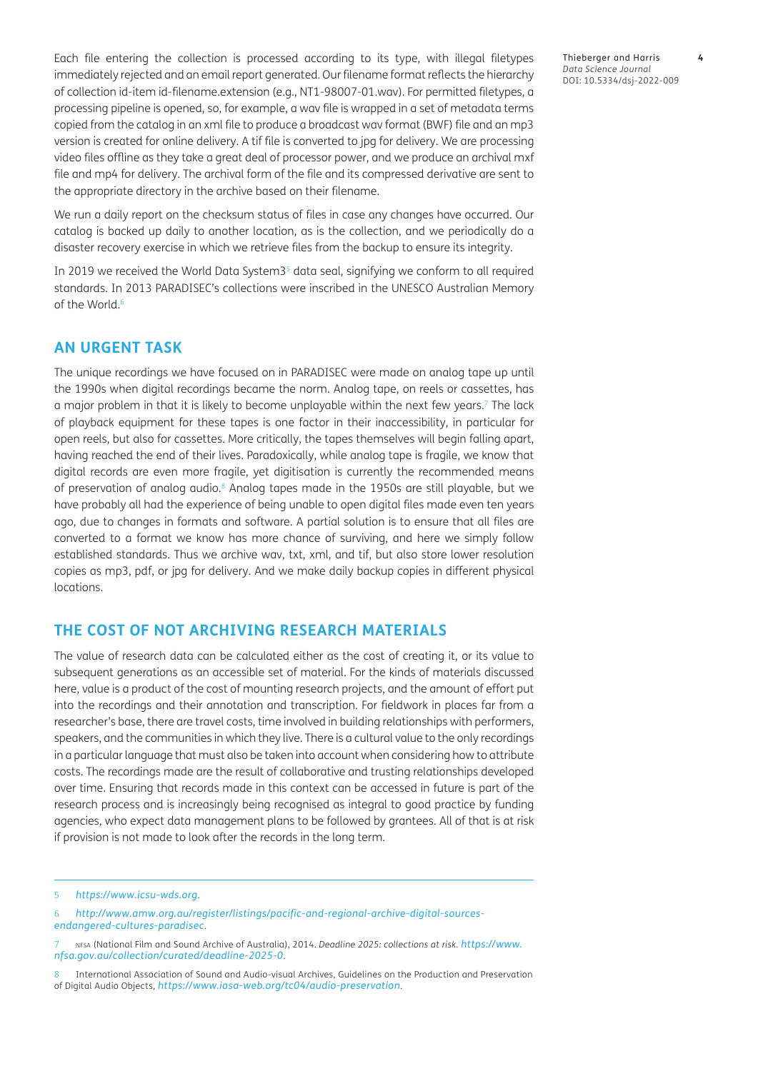Each file entering the collection is processed according to its type, with illegal filetypes immediately rejected and an email report generated. Our filename format reflects the hierarchy of collection id-item id-filename.extension (e.g., NT1-98007-01.wav). For permitted filetypes, a processing pipeline is opened, so, for example, a wav file is wrapped in a set of metadata terms copied from the catalog in an xml file to produce a broadcast wav format (BWF) file and an mp3 version is created for online delivery. A tif file is converted to jpg for delivery. We are processing video files offline as they take a great deal of processor power, and we produce an archival mxf file and mp4 for delivery. The archival form of the file and its compressed derivative are sent to the appropriate directory in the archive based on their filename.

We run a daily report on the checksum status of files in case any changes have occurred. Our catalog is backed up daily to another location, as is the collection, and we periodically do a disaster recovery exercise in which we retrieve files from the backup to ensure its integrity.

In 2019 we received the World Data System3[5] data seal, signifying we conform to all required standards. In 2013 PARADISEC's collections were inscribed in the UNESCO Australian Memory of the World.[6]

## AN URGENT TASK

The unique recordings we have focused on in PARADISEC were made on analog tape up until the 1990s when digital recordings became the norm. Analog tape, on reels or cassettes, has a major problem in that it is likely to become unplayable within the next few years.[7] The lack of playback equipment for these tapes is one factor in their inaccessibility, in particular for open reels, but also for cassettes. More critically, the tapes themselves will begin falling apart, having reached the end of their lives. Paradoxically, while analog tape is fragile, we know that digital records are even more fragile, yet digitisation is currently the recommended means of preservation of analog audio.[8] Analog tapes made in the 1950s are still playable, but we have probably all had the experience of being unable to open digital files made even ten years ago, due to changes in formats and software. A partial solution is to ensure that all files are converted to a format we know has more chance of surviving, and here we simply follow established standards. Thus we archive wav, txt, xml, and tif, but also store lower resolution copies as mp3, pdf, or jpg for delivery. And we make daily backup copies in different physical locations.

## THE COST OF NOT ARCHIVING RESEARCH MATERIALS

The value of research data can be calculated either as the cost of creating it, or its value to subsequent generations as an accessible set of material. For the kinds of materials discussed here, value is a product of the cost of mounting research projects, and the amount of effort put into the recordings and their annotation and transcription. For fieldwork in places far from a researcher's base, there are travel costs, time involved in building relationships with performers, speakers, and the communities in which they live. There is a cultural value to the only recordings in a particular language that must also be taken into account when considering how to attribute costs. The recordings made are the result of collaborative and trusting relationships developed over time. Ensuring that records made in this context can be accessed in future is part of the research process and is increasingly being recognised as integral to good practice by funding agencies, who expect data management plans to be followed by grantees. All of that is at risk if provision is not made to look after the records in the long term.

---

5 *https://www.icsu-wds.org*.

6 *http://www.amw.org.au/register/listings/pacific-and-regional-archive-digital-sources-endangered-cultures-paradisec*.

7 NFSA (National Film and Sound Archive of Australia), 2014. *Deadline 2025: collections at risk*. *https://www.nfsa.gov.au/collection/curated/deadline-2025-0*.

8 International Association of Sound and Audio-visual Archives, Guidelines on the Production and Preservation of Digital Audio Objects, *https://www.iasa-web.org/tc04/audio-preservation*.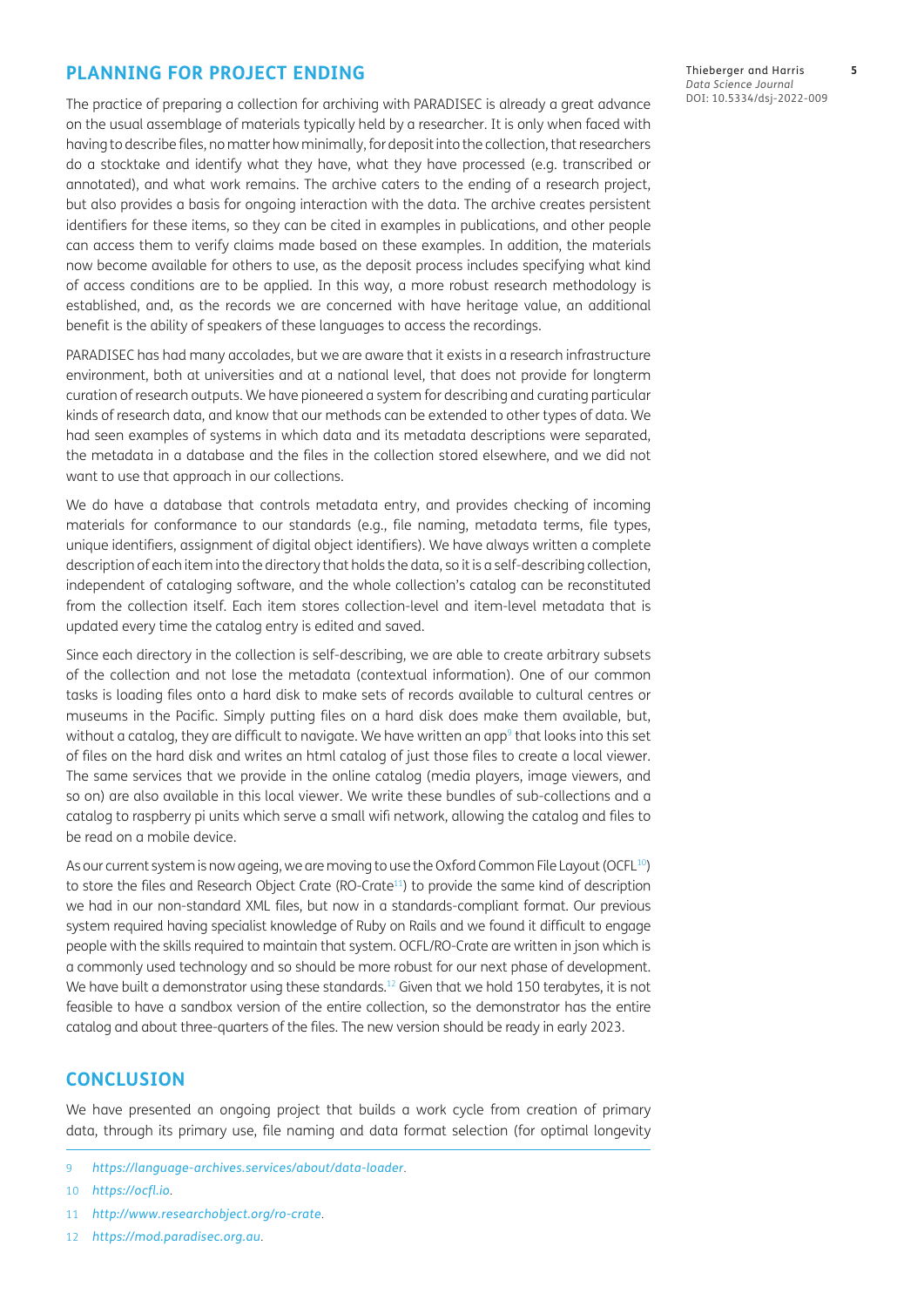## PLANNING FOR PROJECT ENDING

The practice of preparing a collection for archiving with PARADISEC is already a great advance on the usual assemblage of materials typically held by a researcher. It is only when faced with having to describe files, no matter how minimally, for deposit into the collection, that researchers do a stocktake and identify what they have, what they have processed (e.g. transcribed or annotated), and what work remains. The archive caters to the ending of a research project, but also provides a basis for ongoing interaction with the data. The archive creates persistent identifiers for these items, so they can be cited in examples in publications, and other people can access them to verify claims made based on these examples. In addition, the materials now become available for others to use, as the deposit process includes specifying what kind of access conditions are to be applied. In this way, a more robust research methodology is established, and, as the records we are concerned with have heritage value, an additional benefit is the ability of speakers of these languages to access the recordings.

PARADISEC has had many accolades, but we are aware that it exists in a research infrastructure environment, both at universities and at a national level, that does not provide for longterm curation of research outputs. We have pioneered a system for describing and curating particular kinds of research data, and know that our methods can be extended to other types of data. We had seen examples of systems in which data and its metadata descriptions were separated, the metadata in a database and the files in the collection stored elsewhere, and we did not want to use that approach in our collections.

We do have a database that controls metadata entry, and provides checking of incoming materials for conformance to our standards (e.g., file naming, metadata terms, file types, unique identifiers, assignment of digital object identifiers). We have always written a complete description of each item into the directory that holds the data, so it is a self-describing collection, independent of cataloging software, and the whole collection's catalog can be reconstituted from the collection itself. Each item stores collection-level and item-level metadata that is updated every time the catalog entry is edited and saved.

Since each directory in the collection is self-describing, we are able to create arbitrary subsets of the collection and not lose the metadata (contextual information). One of our common tasks is loading files onto a hard disk to make sets of records available to cultural centres or museums in the Pacific. Simply putting files on a hard disk does make them available, but, without a catalog, they are difficult to navigate. We have written an app[9] that looks into this set of files on the hard disk and writes an html catalog of just those files to create a local viewer. The same services that we provide in the online catalog (media players, image viewers, and so on) are also available in this local viewer. We write these bundles of sub-collections and a catalog to raspberry pi units which serve a small wifi network, allowing the catalog and files to be read on a mobile device.

As our current system is now ageing, we are moving to use the Oxford Common File Layout (OCFL[10]) to store the files and Research Object Crate (RO-Crate[11]) to provide the same kind of description we had in our non-standard XML files, but now in a standards-compliant format. Our previous system required having specialist knowledge of Ruby on Rails and we found it difficult to engage people with the skills required to maintain that system. OCFL/RO-Crate are written in json which is a commonly used technology and so should be more robust for our next phase of development. We have built a demonstrator using these standards.[12] Given that we hold 150 terabytes, it is not feasible to have a sandbox version of the entire collection, so the demonstrator has the entire catalog and about three-quarters of the files. The new version should be ready in early 2023.

## CONCLUSION

We have presented an ongoing project that builds a work cycle from creation of primary data, through its primary use, file naming and data format selection (for optimal longevity

9 *https://language-archives.services/about/data-loader*.

10 *https://ocfl.io*.

11 *http://www.researchobject.org/ro-crate*.

12 *https://mod.paradisec.org.au*.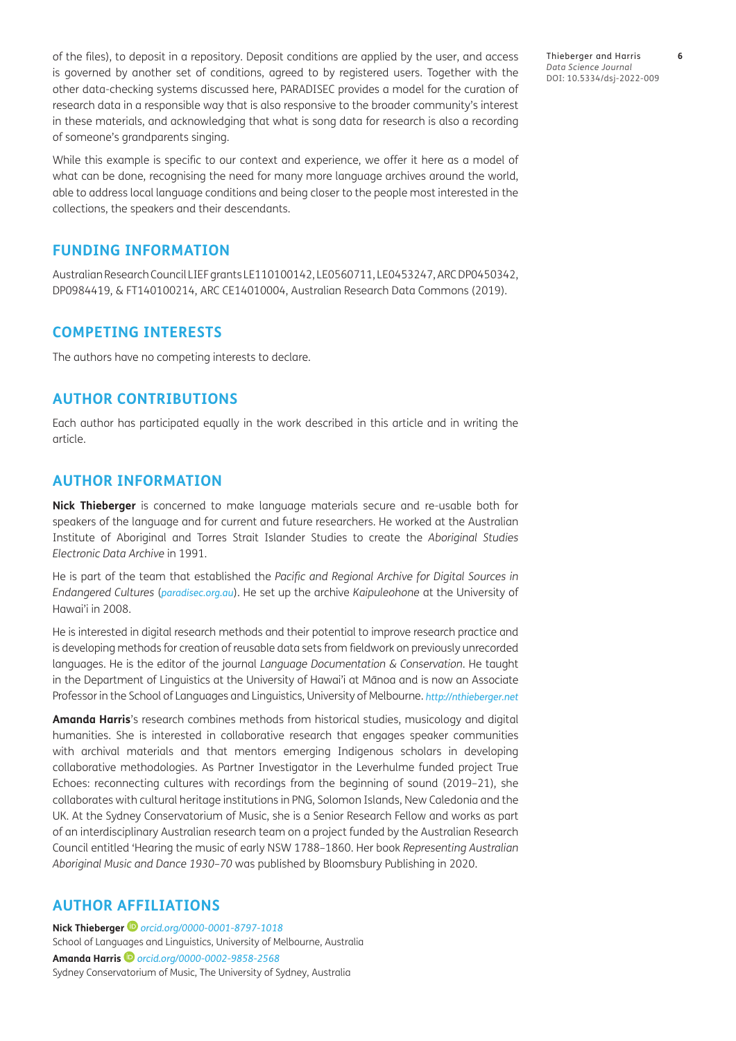of the files), to deposit in a repository. Deposit conditions are applied by the user, and access is governed by another set of conditions, agreed to by registered users. Together with the other data-checking systems discussed here, PARADISEC provides a model for the curation of research data in a responsible way that is also responsive to the broader community's interest in these materials, and acknowledging that what is song data for research is also a recording of someone's grandparents singing.

While this example is specific to our context and experience, we offer it here as a model of what can be done, recognising the need for many more language archives around the world, able to address local language conditions and being closer to the people most interested in the collections, the speakers and their descendants.

## FUNDING INFORMATION

Australian Research Council LIEF grants LE110100142, LE0560711, LE0453247, ARC DP0450342, DP0984419, & FT140100214, ARC CE14010004, Australian Research Data Commons (2019).

## COMPETING INTERESTS

The authors have no competing interests to declare.

## AUTHOR CONTRIBUTIONS

Each author has participated equally in the work described in this article and in writing the article.

## AUTHOR INFORMATION

**Nick Thieberger** is concerned to make language materials secure and re-usable both for speakers of the language and for current and future researchers. He worked at the Australian Institute of Aboriginal and Torres Strait Islander Studies to create the *Aboriginal Studies Electronic Data Archive* in 1991.

He is part of the team that established the *Pacific and Regional Archive for Digital Sources in Endangered Cultures* (*paradisec.org.au*). He set up the archive *Kaipuleohone* at the University of Hawai'i in 2008.

He is interested in digital research methods and their potential to improve research practice and is developing methods for creation of reusable data sets from fieldwork on previously unrecorded languages. He is the editor of the journal *Language Documentation & Conservation*. He taught in the Department of Linguistics at the University of Hawai'i at Mānoa and is now an Associate Professor in the School of Languages and Linguistics, University of Melbourne. *http://nthieberger.net*

**Amanda Harris**'s research combines methods from historical studies, musicology and digital humanities. She is interested in collaborative research that engages speaker communities with archival materials and that mentors emerging Indigenous scholars in developing collaborative methodologies. As Partner Investigator in the Leverhulme funded project True Echoes: reconnecting cultures with recordings from the beginning of sound (2019–21), she collaborates with cultural heritage institutions in PNG, Solomon Islands, New Caledonia and the UK. At the Sydney Conservatorium of Music, she is a Senior Research Fellow and works as part of an interdisciplinary Australian research team on a project funded by the Australian Research Council entitled 'Hearing the music of early NSW 1788–1860. Her book *Representing Australian Aboriginal Music and Dance 1930–70* was published by Bloomsbury Publishing in 2020.

## AUTHOR AFFILIATIONS

**Nick Thieberger** *orcid.org/0000-0001-8797-1018*
School of Languages and Linguistics, University of Melbourne, Australia

**Amanda Harris** *orcid.org/0000-0002-9858-2568*
Sydney Conservatorium of Music, The University of Sydney, Australia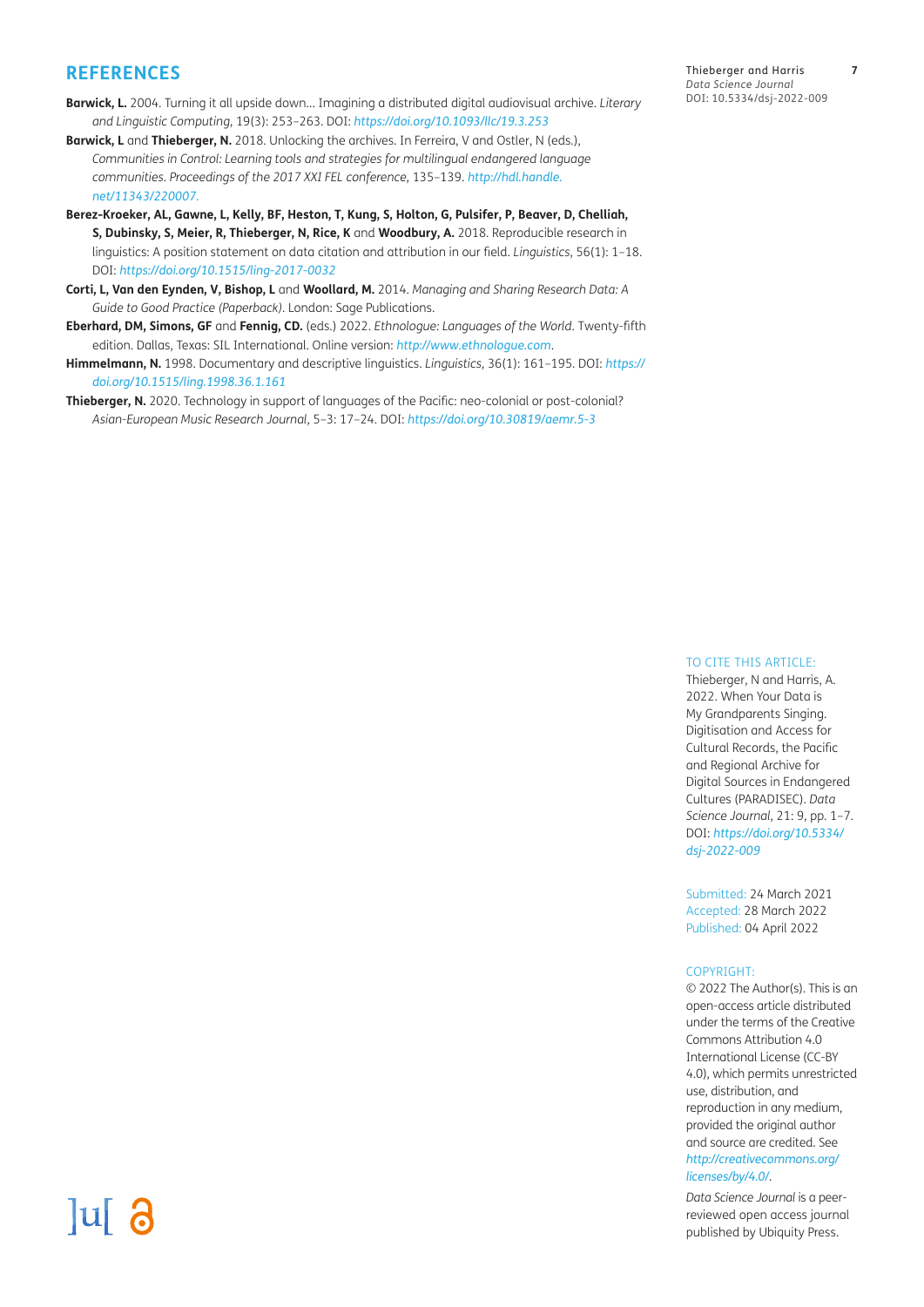## REFERENCES

**Barwick, L.** 2004. Turning it all upside down... Imagining a distributed digital audiovisual archive. *Literary and Linguistic Computing*, 19(3): 253–263. DOI: *https://doi.org/10.1093/llc/19.3.253*

**Barwick, L** and **Thieberger, N.** 2018. Unlocking the archives. In Ferreira, V and Ostler, N (eds.), *Communities in Control: Learning tools and strategies for multilingual endangered language communities. Proceedings of the 2017 XXI FEL conference,* 135–139. *http://hdl.handle.net/11343/220007.*

**Berez-Kroeker, AL, Gawne, L, Kelly, BF, Heston, T, Kung, S, Holton, G, Pulsifer, P, Beaver, D, Chelliah, S, Dubinsky, S, Meier, R, Thieberger, N, Rice, K** and **Woodbury, A.** 2018. Reproducible research in linguistics: A position statement on data citation and attribution in our field. *Linguistics*, 56(1): 1–18. DOI: *https://doi.org/10.1515/ling-2017-0032*

**Corti, L, Van den Eynden, V, Bishop, L** and **Woollard, M.** 2014. *Managing and Sharing Research Data: A Guide to Good Practice (Paperback)*. London: Sage Publications.

**Eberhard, DM, Simons, GF** and **Fennig, CD.** (eds.) 2022. *Ethnologue: Languages of the World*. Twenty-fifth edition. Dallas, Texas: SIL International. Online version: *http://www.ethnologue.com*.

**Himmelmann, N.** 1998. Documentary and descriptive linguistics. *Linguistics*, 36(1): 161–195. DOI: *https://doi.org/10.1515/ling.1998.36.1.161*

**Thieberger, N.** 2020. Technology in support of languages of the Pacific: neo-colonial or post-colonial? *Asian-European Music Research Journal*, 5–3: 17–24. DOI: *https://doi.org/10.30819/aemr.5-3*

TO CITE THIS ARTICLE:

Thieberger, N and Harris, A. 2022. When Your Data is My Grandparents Singing. Digitisation and Access for Cultural Records, the Pacific and Regional Archive for Digital Sources in Endangered Cultures (PARADISEC). *Data Science Journal*, 21: 9, pp. 1–7. DOI: *https://doi.org/10.5334/dsj-2022-009*

Submitted: 24 March 2021
Accepted: 28 March 2022
Published: 04 April 2022

COPYRIGHT:

© 2022 The Author(s). This is an open-access article distributed under the terms of the Creative Commons Attribution 4.0 International License (CC-BY 4.0), which permits unrestricted use, distribution, and reproduction in any medium, provided the original author and source are credited. See *http://creativecommons.org/licenses/by/4.0/*.

*Data Science Journal* is a peer-reviewed open access journal published by Ubiquity Press.